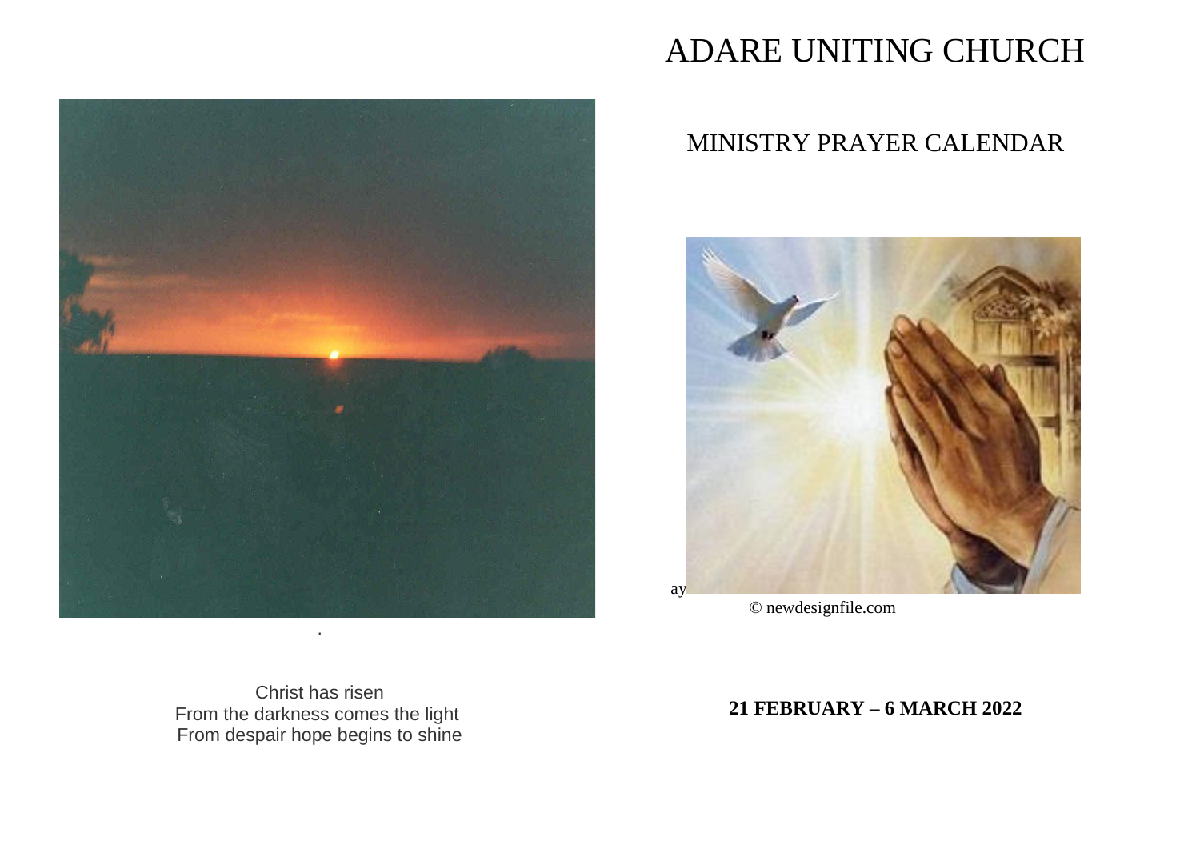# ADARE UNITING CHURCH

## MINISTRY PRAYER CALENDAR

ay

© newdesignfile.com

**21 FEBRUARY – 6 MARCH 2022**

.

Christ has risen
From the darkness comes the light
From despair hope begins to shine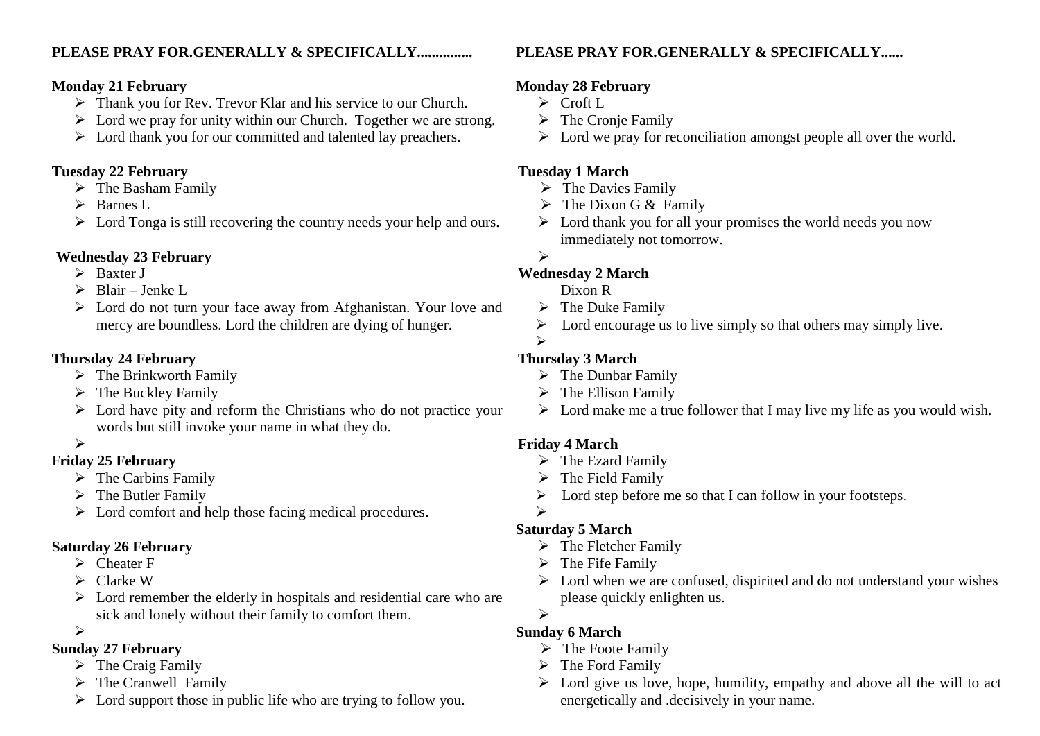**PLEASE PRAY FOR.GENERALLY & SPECIFICALLY...............**

**Monday 21 February**

- Thank you for Rev. Trevor Klar and his service to our Church.
- Lord we pray for unity within our Church. Together we are strong.
- Lord thank you for our committed and talented lay preachers.

**Tuesday 22 February**

- The Basham Family
- Barnes L
- Lord Tonga is still recovering the country needs your help and ours.

**Wednesday 23 February**

- Baxter J
- Blair – Jenke L
- Lord do not turn your face away from Afghanistan. Your love and mercy are boundless. Lord the children are dying of hunger.

**Thursday 24 February**

- The Brinkworth Family
- The Buckley Family
- Lord have pity and reform the Christians who do not practice your words but still invoke your name in what they do.

F**riday 25 February**

- The Carbins Family
- The Butler Family
- Lord comfort and help those facing medical procedures.

**Saturday 26 February**

- Cheater F
- Clarke W
- Lord remember the elderly in hospitals and residential care who are sick and lonely without their family to comfort them.

**Sunday 27 February**

- The Craig Family
- The Cranwell Family
- Lord support those in public life who are trying to follow you.

**PLEASE PRAY FOR.GENERALLY & SPECIFICALLY......**

**Monday 28 February**

- Croft L
- The Cronje Family
- Lord we pray for reconciliation amongst people all over the world.

**Tuesday 1 March**

- The Davies Family
- The Dixon G & Family
- Lord thank you for all your promises the world needs you now immediately not tomorrow.

**Wednesday 2 March**

Dixon R

- The Duke Family
- Lord encourage us to live simply so that others may simply live.

**Thursday 3 March**

- The Dunbar Family
- The Ellison Family
- Lord make me a true follower that I may live my life as you would wish.

**Friday 4 March**

- The Ezard Family
- The Field Family
- Lord step before me so that I can follow in your footsteps.

**Saturday 5 March**

- The Fletcher Family
- The Fife Family
- Lord when we are confused, dispirited and do not understand your wishes please quickly enlighten us.

**Sunday 6 March**

- The Foote Family
- The Ford Family
- Lord give us love, hope, humility, empathy and above all the will to act energetically and .decisively in your name.